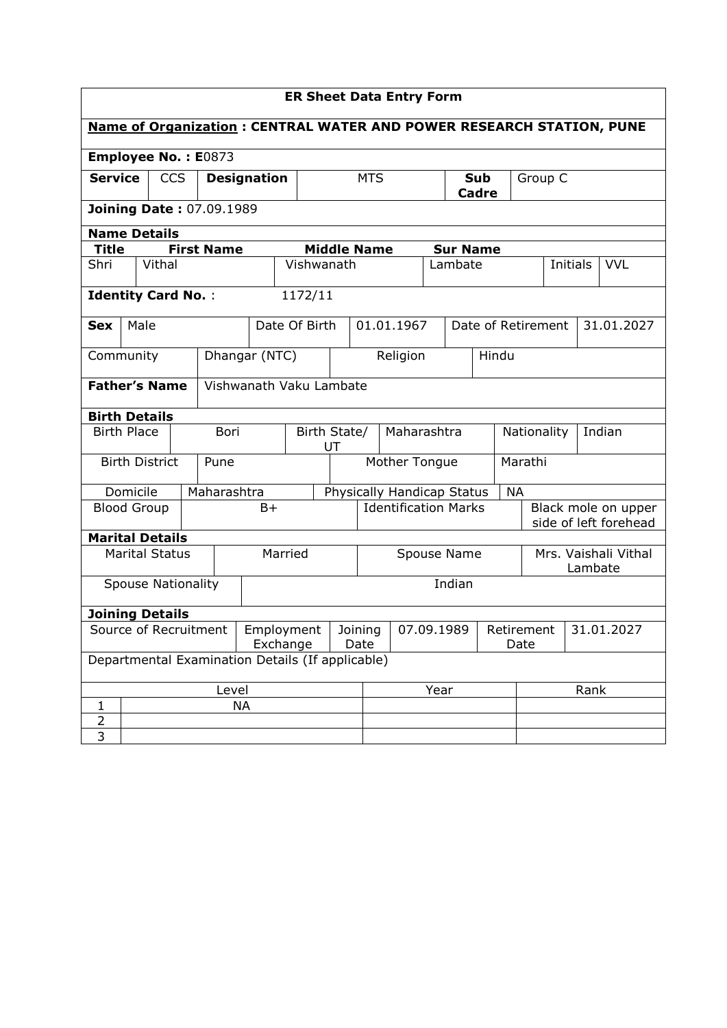## ER Sheet Data Entry Form

**Name of Organization : CENTRAL WATER AND POWER RESEARCH STATION, PUNE**

**Employee No. : E**0873

| **Service** | CCS | **Designation** | MTS | **Sub Cadre** | Group C |
|---|---|---|---|---|---|

**Joining Date :** 07.09.1989

**Name Details**

| **Title** | **First Name** | **Middle Name** | **Sur Name** | | |
|---|---|---|---|---|---|
| Shri | Vithal | Vishwanath | Lambate | Initials | VVL |

**Identity Card No.** : 1172/11

| **Sex** | Male | Date Of Birth | 01.01.1967 | Date of Retirement | 31.01.2027 |
|---|---|---|---|---|---|

| Community | Dhangar (NTC) | Religion | Hindu |
|---|---|---|---|

| **Father's Name** | Vishwanath Vaku Lambate |
|---|---|

**Birth Details**

| Birth Place | Bori | Birth State/ UT | Maharashtra | Nationality | Indian |
|---|---|---|---|---|---|
| Birth District | Pune | Mother Tongue | Marathi | | |
| Domicile | Maharashtra | Physically Handicap Status | NA | | |
| Blood Group | B+ | Identification Marks | Black mole on upper side of left forehead | | |

**Marital Details**

| Marital Status | Married | Spouse Name | Mrs. Vaishali Vithal Lambate |
|---|---|---|---|
| Spouse Nationality | Indian | | |

**Joining Details**

| Source of Recruitment | Employment Exchange | Joining Date | 07.09.1989 | Retirement Date | 31.01.2027 |
|---|---|---|---|---|---|

Departmental Examination Details (If applicable)

| | Level | Year | Rank |
|---|---|---|---|
| 1 | NA | | |
| 2 | | | |
| 3 | | | |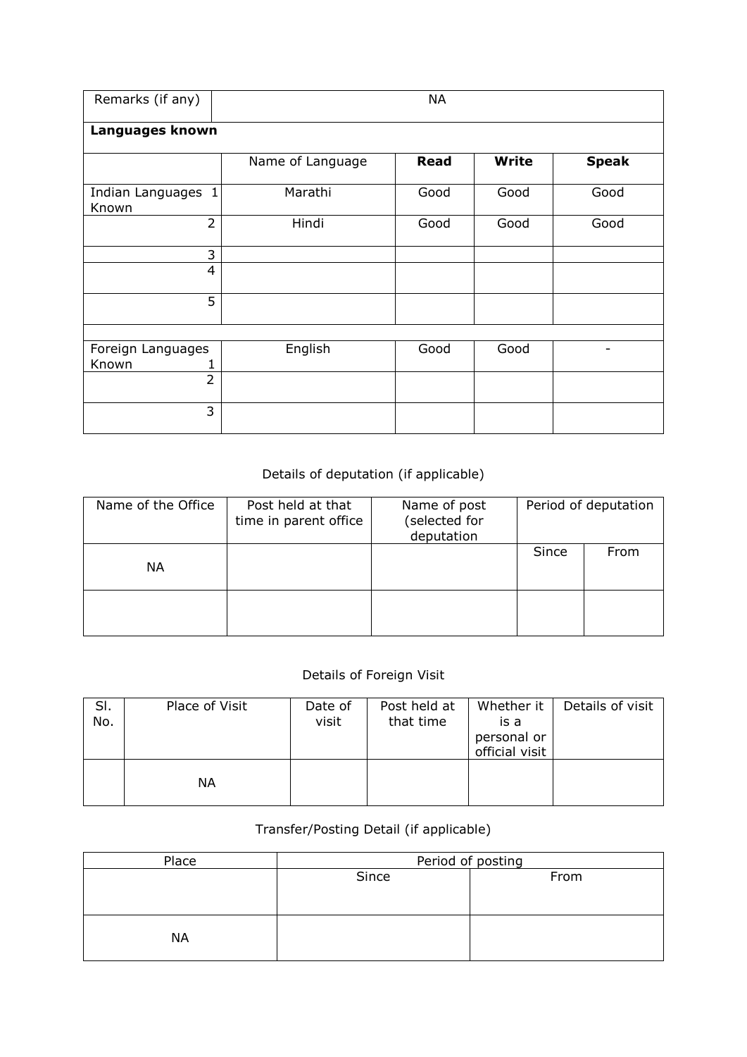| Remarks (if any) | NA | | | |
|---|---|---|---|---|
| **Languages known** | | | | |
| | Name of Language | **Read** | **Write** | **Speak** |
| Indian Languages Known 1 | Marathi | Good | Good | Good |
| 2 | Hindi | Good | Good | Good |
| 3 | | | | |
| 4 | | | | |
| 5 | | | | |
| | | | | |
| Foreign Languages Known 1 | English | Good | Good | - |
| 2 | | | | |
| 3 | | | | |

Details of deputation (if applicable)

| Name of the Office | Post held at that time in parent office | Name of post (selected for deputation | Period of deputation | |
|---|---|---|---|---|
| | | | Since | From |
| NA | | | | |
| | | | | |

Details of Foreign Visit

| Sl. No. | Place of Visit | Date of visit | Post held at that time | Whether it is a personal or official visit | Details of visit |
|---|---|---|---|---|---|
| | NA | | | | |

Transfer/Posting Detail (if applicable)

| Place | Period of posting | |
|---|---|---|
| | Since | From |
| NA | | |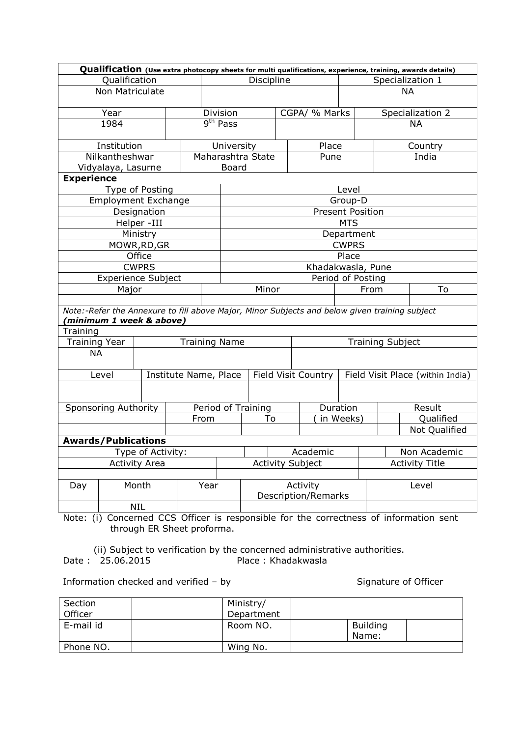**Qualification** (Use extra photocopy sheets for multi qualifications, experience, training, awards details)

| Qualification | Discipline | Specialization 1 |
|---|---|---|
| Non Matriculate | | NA |

| Year | Division | CGPA/ % Marks | Specialization 2 |
|---|---|---|---|
| 1984 | 9th Pass | | NA |

| Institution | University | Place | Country |
|---|---|---|---|
| Nilkantheshwar Vidyalaya, Lasurne | Maharashtra State Board | Pune | India |

**Experience**

| | |
|---|---|
| Type of Posting | Level |
| Employment Exchange | Group-D |
| Designation | Present Position |
| Helper -III | MTS |
| Ministry | Department |
| MOWR,RD,GR | CWPRS |
| Office | Place |
| CWPRS | Khadakwasla, Pune |
| Experience Subject | Period of Posting |

| Major | Minor | From | To |
|---|---|---|---|
| | | | |

Note:-Refer the Annexure to fill above Major, Minor Subjects and below given training subject ***(minimum 1 week & above)***

Training

| Training Year | Training Name | Training Subject |
|---|---|---|
| NA | | |

| Level | Institute Name, Place | Field Visit Country | Field Visit Place (within India) |
|---|---|---|---|
| | | | |

| Sponsoring Authority | Period of Training | | Duration | Result | |
|---|---|---|---|---|---|
| | From | To | ( in Weeks) | | Qualified |
| | | | | | Not Qualified |

**Awards/Publications**

| Type of Activity: | | Academic | | Non Academic |
|---|---|---|---|---|

| Activity Area | Activity Subject | Activity Title |
|---|---|---|
| | | |

| Day | Month | Year | Activity Description/Remarks | Level |
|---|---|---|---|---|
| | NIL | | | |

Note: (i) Concerned CCS Officer is responsible for the correctness of information sent through ER Sheet proforma.

(ii) Subject to verification by the concerned administrative authorities.

Date : 25.06.2015 Place : Khadakwasla

Information checked and verified – by Signature of Officer

| | | | | | |
|---|---|---|---|---|---|
| Section Officer | | Ministry/ Department | | | |
| E-mail id | | Room NO. | | Building Name: | |
| Phone NO. | | Wing No. | | | |